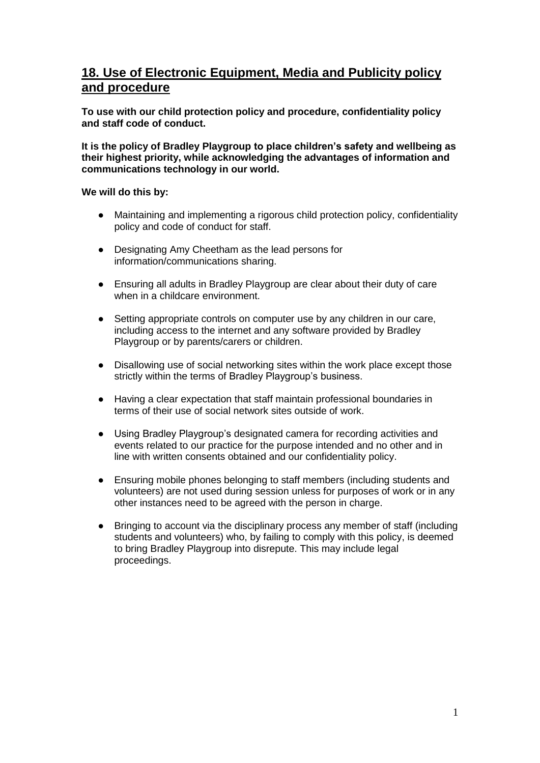# 18. Use of Electronic Equipment, Media and Publicity policy and procedure

**To use with our child protection policy and procedure, confidentiality policy and staff code of conduct.**

**It is the policy of Bradley Playgroup to place children's safety and wellbeing as their highest priority, while acknowledging the advantages of information and communications technology in our world.**

**We will do this by:**

- Maintaining and implementing a rigorous child protection policy, confidentiality policy and code of conduct for staff.
- Designating Amy Cheetham as the lead persons for information/communications sharing.
- Ensuring all adults in Bradley Playgroup are clear about their duty of care when in a childcare environment.
- Setting appropriate controls on computer use by any children in our care, including access to the internet and any software provided by Bradley Playgroup or by parents/carers or children.
- Disallowing use of social networking sites within the work place except those strictly within the terms of Bradley Playgroup's business.
- Having a clear expectation that staff maintain professional boundaries in terms of their use of social network sites outside of work.
- Using Bradley Playgroup's designated camera for recording activities and events related to our practice for the purpose intended and no other and in line with written consents obtained and our confidentiality policy.
- Ensuring mobile phones belonging to staff members (including students and volunteers) are not used during session unless for purposes of work or in any other instances need to be agreed with the person in charge.
- Bringing to account via the disciplinary process any member of staff (including students and volunteers) who, by failing to comply with this policy, is deemed to bring Bradley Playgroup into disrepute. This may include legal proceedings.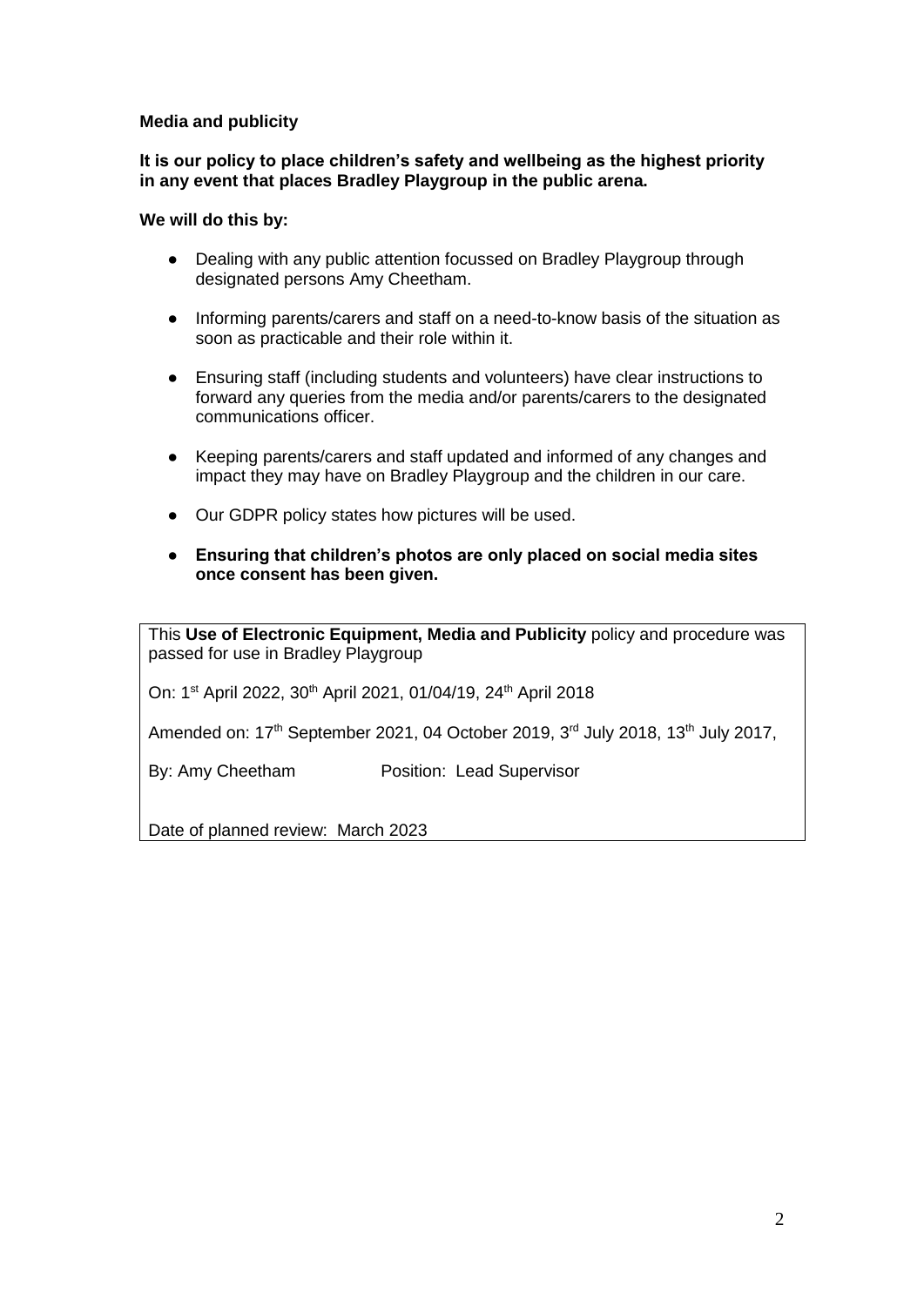**Media and publicity**

**It is our policy to place children's safety and wellbeing as the highest priority in any event that places Bradley Playgroup in the public arena.**

**We will do this by:**

- Dealing with any public attention focussed on Bradley Playgroup through designated persons Amy Cheetham.
- Informing parents/carers and staff on a need-to-know basis of the situation as soon as practicable and their role within it.
- Ensuring staff (including students and volunteers) have clear instructions to forward any queries from the media and/or parents/carers to the designated communications officer.
- Keeping parents/carers and staff updated and informed of any changes and impact they may have on Bradley Playgroup and the children in our care.
- Our GDPR policy states how pictures will be used.
- **Ensuring that children's photos are only placed on social media sites once consent has been given.**

This **Use of Electronic Equipment, Media and Publicity** policy and procedure was passed for use in Bradley Playgroup

On: 1st April 2022, 30th April 2021, 01/04/19, 24th April 2018

Amended on: 17th September 2021, 04 October 2019, 3rd July 2018, 13th July 2017,

By: Amy Cheetham Position: Lead Supervisor

Date of planned review: March 2023